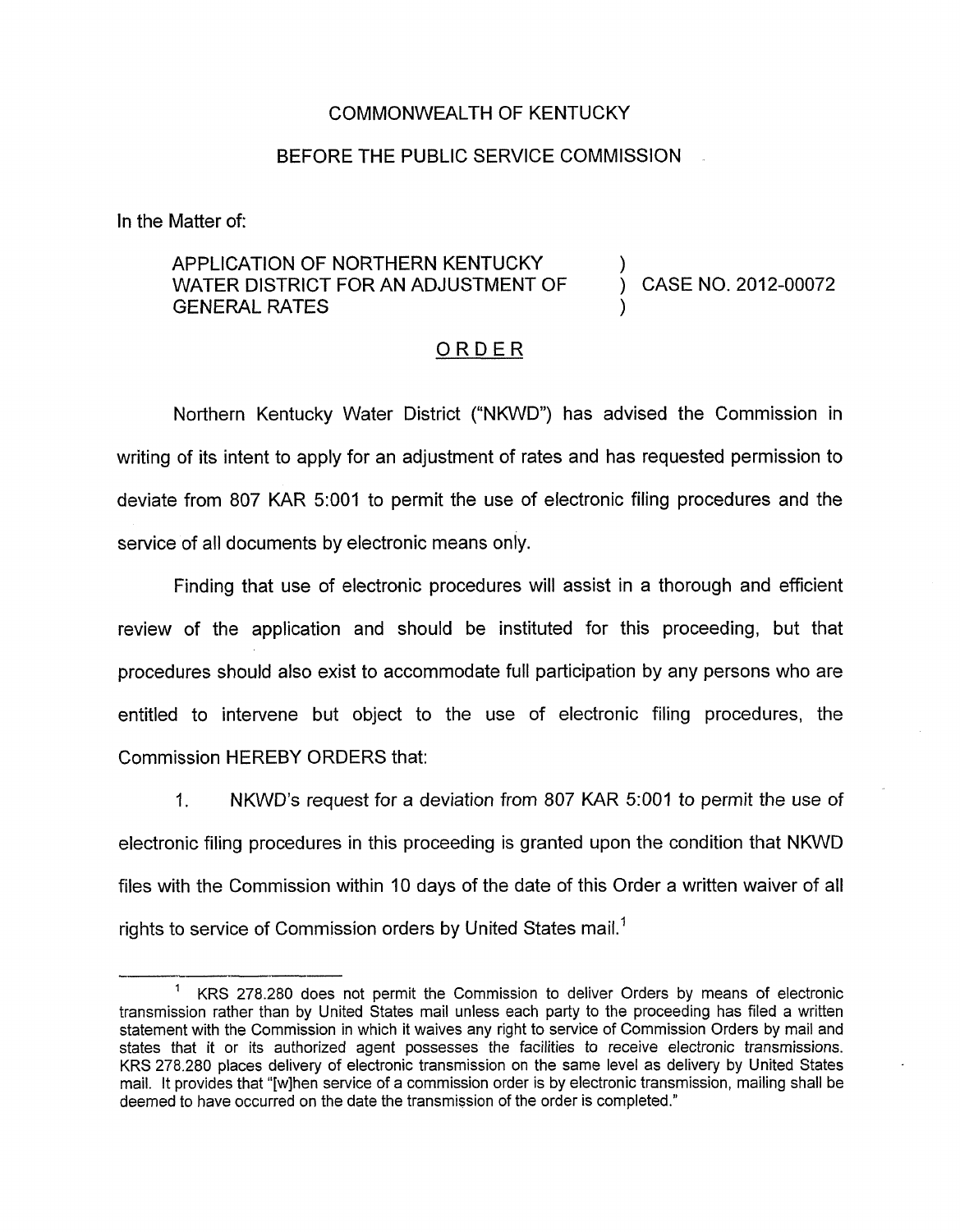COMMONWEALTH OF KENTUCKY

BEFORE THE PUBLIC SERVICE COMMISSION

In the Matter of:

APPLICATION OF NORTHERN KENTUCKY WATER DISTRICT FOR AN ADJUSTMENT OF GENERAL RATES ) CASE NO. 2012-00072

## ORDER

Northern Kentucky Water District ("NKWD") has advised the Commission in writing of its intent to apply for an adjustment of rates and has requested permission to deviate from 807 KAR 5:001 to permit the use of electronic filing procedures and the service of all documents by electronic means only.

Finding that use of electronic procedures will assist in a thorough and efficient review of the application and should be instituted for this proceeding, but that procedures should also exist to accommodate full participation by any persons who are entitled to intervene but object to the use of electronic filing procedures, the Commission HEREBY ORDERS that:

1. NKWD's request for a deviation from 807 KAR 5:001 to permit the use of electronic filing procedures in this proceeding is granted upon the condition that NKWD files with the Commission within 10 days of the date of this Order a written waiver of all rights to service of Commission orders by United States mail.[1]

[1] KRS 278.280 does not permit the Commission to deliver Orders by means of electronic transmission rather than by United States mail unless each party to the proceeding has filed a written statement with the Commission in which it waives any right to service of Commission Orders by mail and states that it or its authorized agent possesses the facilities to receive electronic transmissions. KRS 278.280 places delivery of electronic transmission on the same level as delivery by United States mail. It provides that "[w]hen service of a commission order is by electronic transmission, mailing shall be deemed to have occurred on the date the transmission of the order is completed."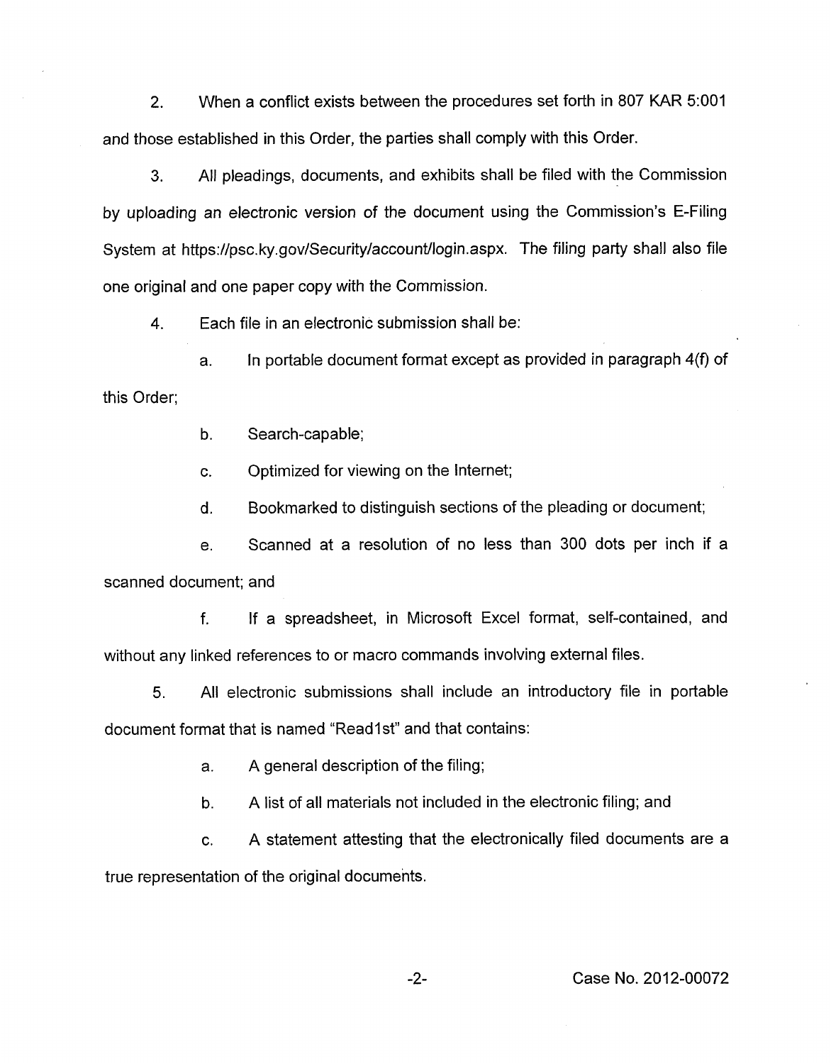2. When a conflict exists between the procedures set forth in 807 KAR 5:001 and those established in this Order, the parties shall comply with this Order.

3. All pleadings, documents, and exhibits shall be filed with the Commission by uploading an electronic version of the document using the Commission's E-Filing System at https://psc.ky.gov/Security/account/login.aspx. The filing party shall also file one original and one paper copy with the Commission.

4. Each file in an electronic submission shall be:

   a. In portable document format except as provided in paragraph 4(f) of this Order;

   b. Search-capable;

   c. Optimized for viewing on the Internet;

   d. Bookmarked to distinguish sections of the pleading or document;

   e. Scanned at a resolution of no less than 300 dots per inch if a scanned document; and

   f. If a spreadsheet, in Microsoft Excel format, self-contained, and without any linked references to or macro commands involving external files.

5. All electronic submissions shall include an introductory file in portable document format that is named "Read1st" and that contains:

   a. A general description of the filing;

   b. A list of all materials not included in the electronic filing; and

   c. A statement attesting that the electronically filed documents are a true representation of the original documents.

Case No. 2012-00072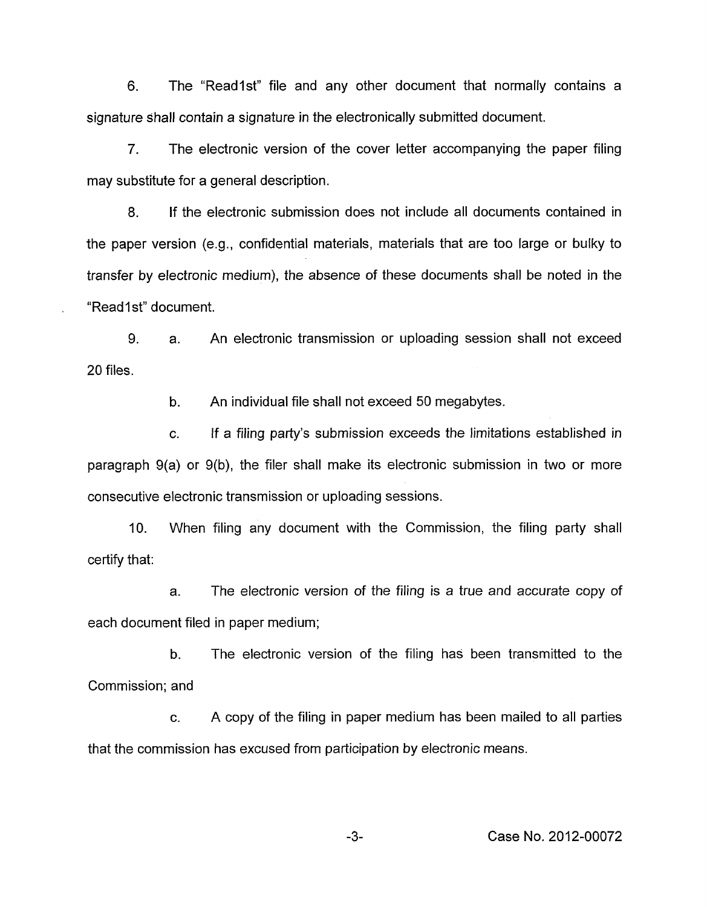6. The "Read1st" file and any other document that normally contains a signature shall contain a signature in the electronically submitted document.

7. The electronic version of the cover letter accompanying the paper filing may substitute for a general description.

8. If the electronic submission does not include all documents contained in the paper version (e.g., confidential materials, materials that are too large or bulky to transfer by electronic medium), the absence of these documents shall be noted in the "Read1st" document.

9. a. An electronic transmission or uploading session shall not exceed 20 files.

   b. An individual file shall not exceed 50 megabytes.

   c. If a filing party's submission exceeds the limitations established in paragraph 9(a) or 9(b), the filer shall make its electronic submission in two or more consecutive electronic transmission or uploading sessions.

10. When filing any document with the Commission, the filing party shall certify that:

   a. The electronic version of the filing is a true and accurate copy of each document filed in paper medium;

   b. The electronic version of the filing has been transmitted to the Commission; and

   c. A copy of the filing in paper medium has been mailed to all parties that the commission has excused from participation by electronic means.

Case No. 2012-00072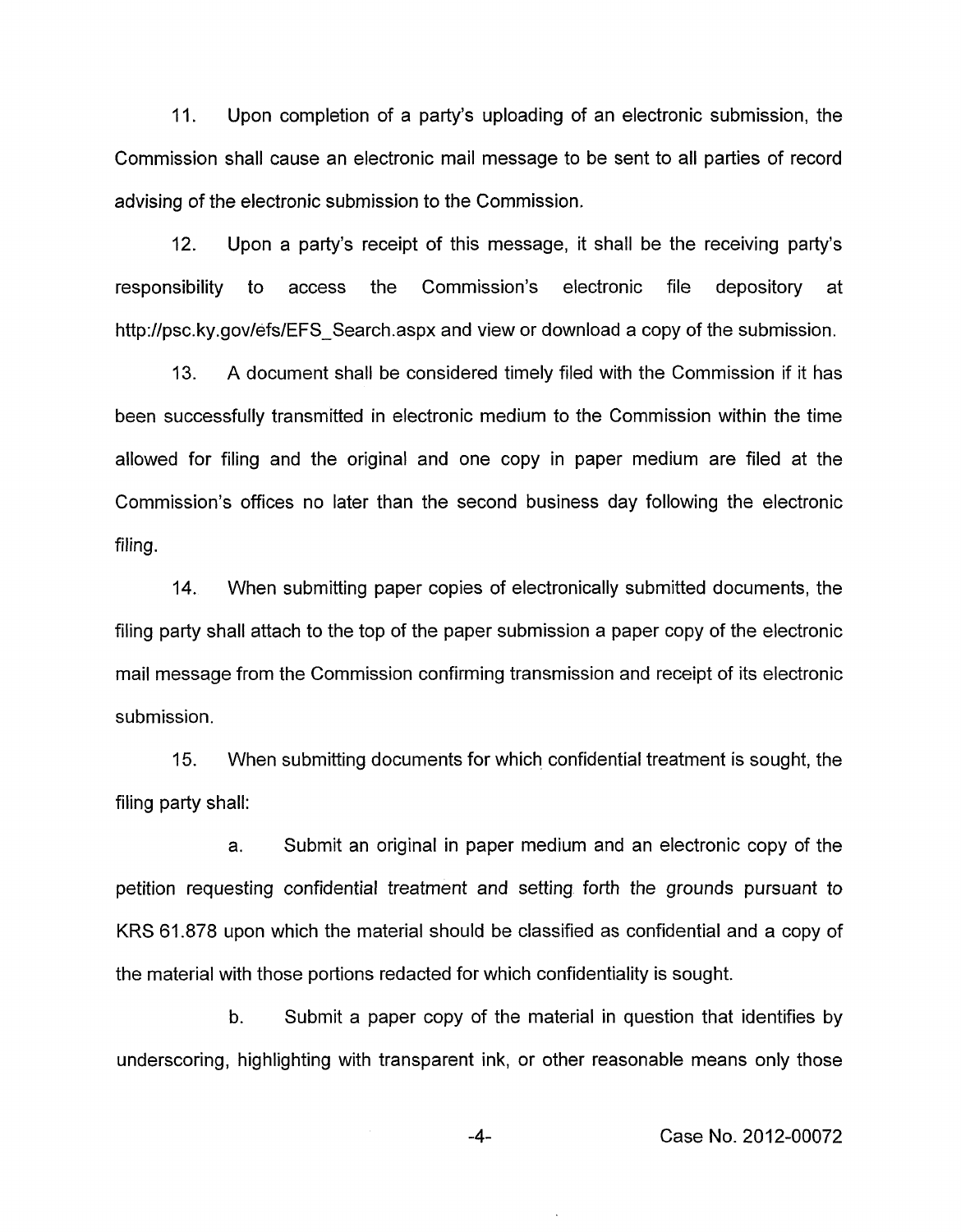11. Upon completion of a party's uploading of an electronic submission, the Commission shall cause an electronic mail message to be sent to all parties of record advising of the electronic submission to the Commission.

12. Upon a party's receipt of this message, it shall be the receiving party's responsibility to access the Commission's electronic file depository at http://psc.ky.gov/efs/EFS_Search.aspx and view or download a copy of the submission.

13. A document shall be considered timely filed with the Commission if it has been successfully transmitted in electronic medium to the Commission within the time allowed for filing and the original and one copy in paper medium are filed at the Commission's offices no later than the second business day following the electronic filing.

14. When submitting paper copies of electronically submitted documents, the filing party shall attach to the top of the paper submission a paper copy of the electronic mail message from the Commission confirming transmission and receipt of its electronic submission.

15. When submitting documents for which confidential treatment is sought, the filing party shall:

a. Submit an original in paper medium and an electronic copy of the petition requesting confidential treatment and setting forth the grounds pursuant to KRS 61.878 upon which the material should be classified as confidential and a copy of the material with those portions redacted for which confidentiality is sought.

b. Submit a paper copy of the material in question that identifies by underscoring, highlighting with transparent ink, or other reasonable means only those

Case No. 2012-00072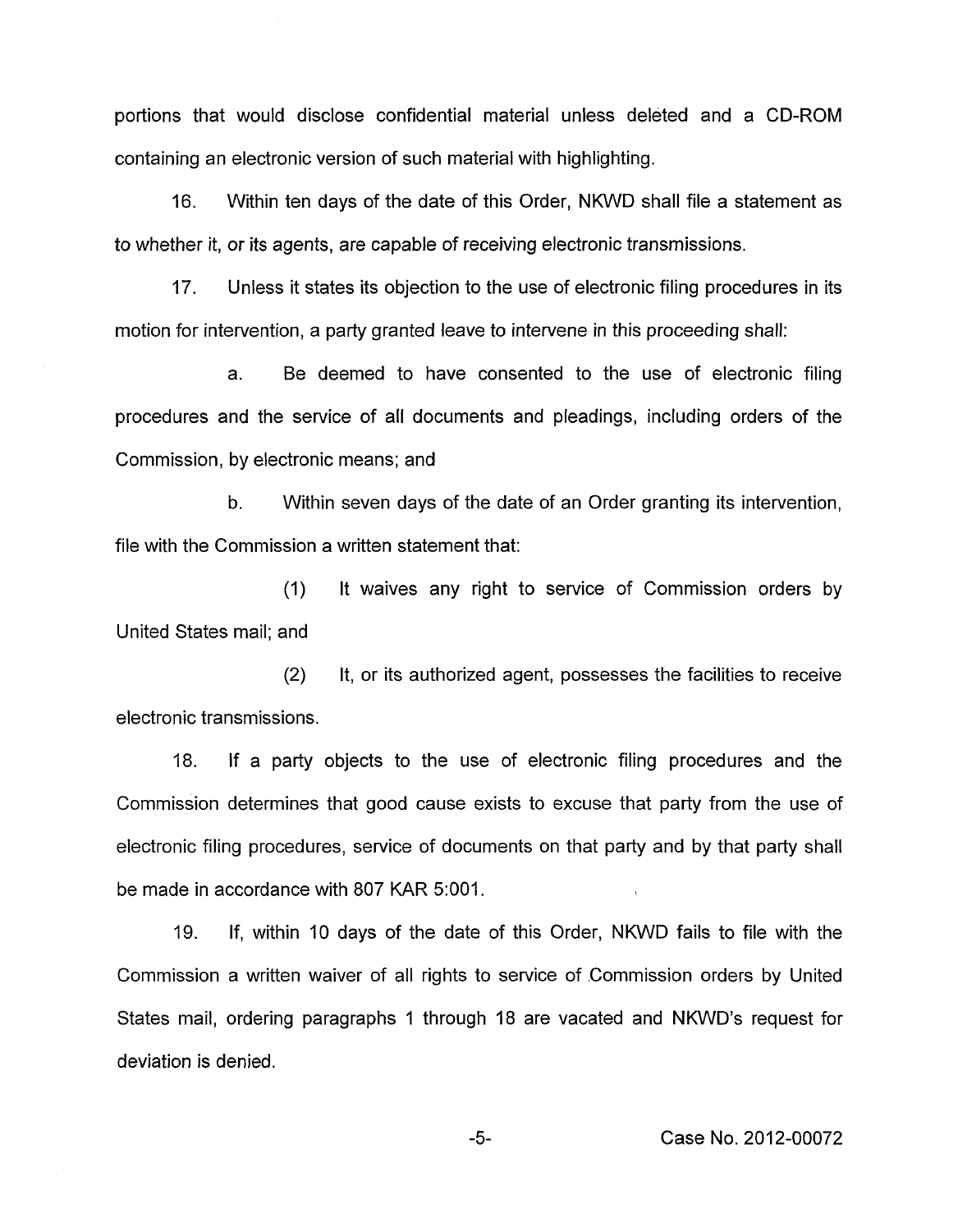portions that would disclose confidential material unless deleted and a CD-ROM containing an electronic version of such material with highlighting.

16. Within ten days of the date of this Order, NKWD shall file a statement as to whether it, or its agents, are capable of receiving electronic transmissions.

17. Unless it states its objection to the use of electronic filing procedures in its motion for intervention, a party granted leave to intervene in this proceeding shall:

a. Be deemed to have consented to the use of electronic filing procedures and the service of all documents and pleadings, including orders of the Commission, by electronic means; and

b. Within seven days of the date of an Order granting its intervention, file with the Commission a written statement that:

(1) It waives any right to service of Commission orders by United States mail; and

(2) It, or its authorized agent, possesses the facilities to receive electronic transmissions.

18. If a party objects to the use of electronic filing procedures and the Commission determines that good cause exists to excuse that party from the use of electronic filing procedures, service of documents on that party and by that party shall be made in accordance with 807 KAR 5:001.

19. If, within 10 days of the date of this Order, NKWD fails to file with the Commission a written waiver of all rights to service of Commission orders by United States mail, ordering paragraphs 1 through 18 are vacated and NKWD's request for deviation is denied.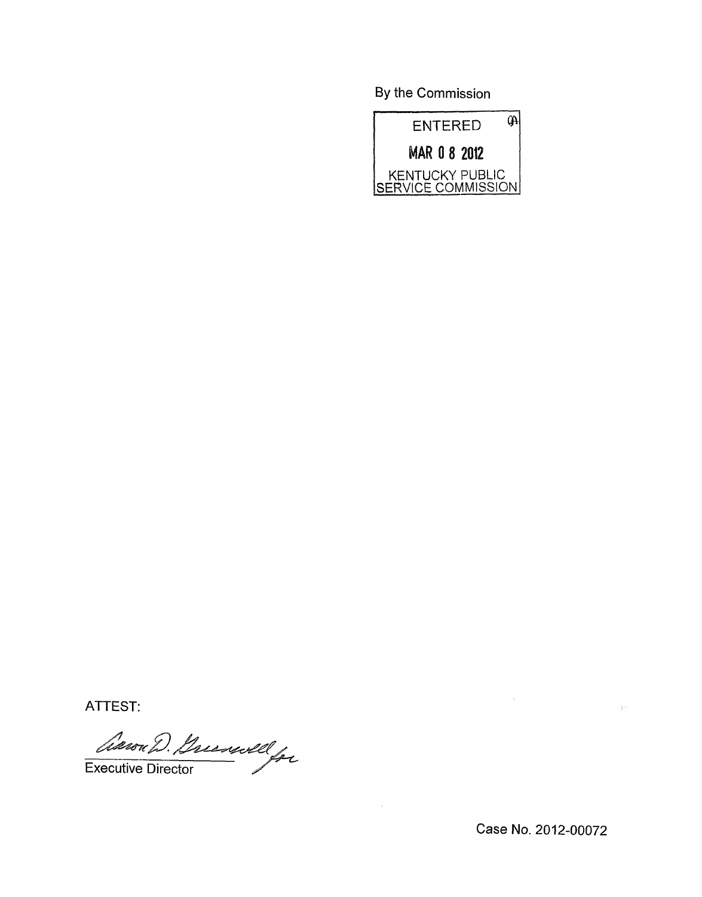By the Commission

ENTERED

MAR 08 2012

KENTUCKY PUBLIC SERVICE COMMISSION

ATTEST:

Aaron D. Greenwell for

Executive Director

Case No. 2012-00072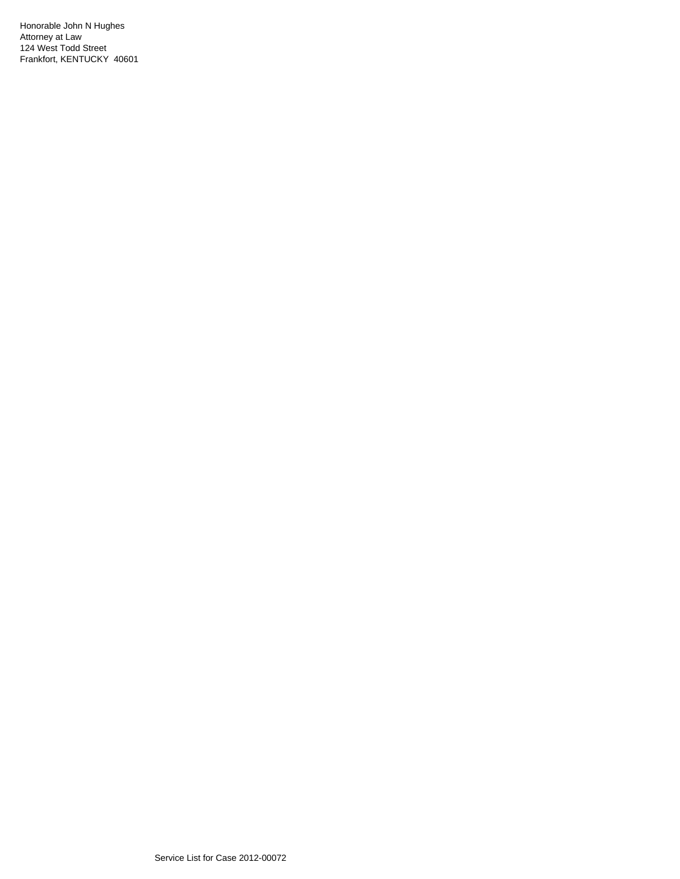Honorable John N Hughes
Attorney at Law
124 West Todd Street
Frankfort, KENTUCKY 40601

Service List for Case 2012-00072